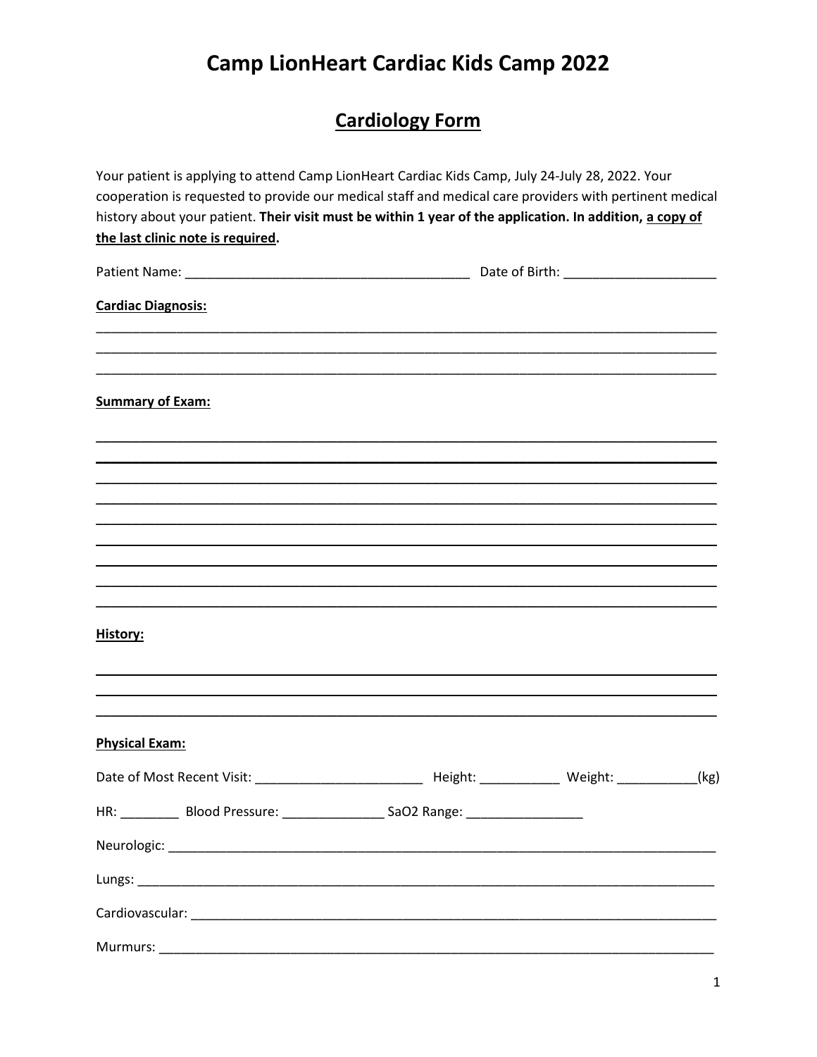# Camp LionHeart Cardiac Kids Camp 2022

## Cardiology Form

Your patient is applying to attend Camp LionHeart Cardiac Kids Camp, July 24-July 28, 2022. Your cooperation is requested to provide our medical staff and medical care providers with pertinent medical history about your patient. **Their visit must be within 1 year of the application. In addition, a copy of the last clinic note is required.**

Patient Name: _______________________________________ Date of Birth: ____________________

**Cardiac Diagnosis:**

_______________________________________________________________________________

_______________________________________________________________________________

_______________________________________________________________________________

**Summary of Exam:**

_______________________________________________________________________________

_______________________________________________________________________________

_______________________________________________________________________________

_______________________________________________________________________________

_______________________________________________________________________________

_______________________________________________________________________________

_______________________________________________________________________________

_______________________________________________________________________________

_______________________________________________________________________________

**History:**

_______________________________________________________________________________

_______________________________________________________________________________

_______________________________________________________________________________

**Physical Exam:**

Date of Most Recent Visit: _______________________ Height: ___________ Weight: ___________(kg)

HR: ________ Blood Pressure: ______________ SaO2 Range: ________________

Neurologic: ____________________________________________________________________

Lungs: ________________________________________________________________________

Cardiovascular: _________________________________________________________________

Murmurs: _____________________________________________________________________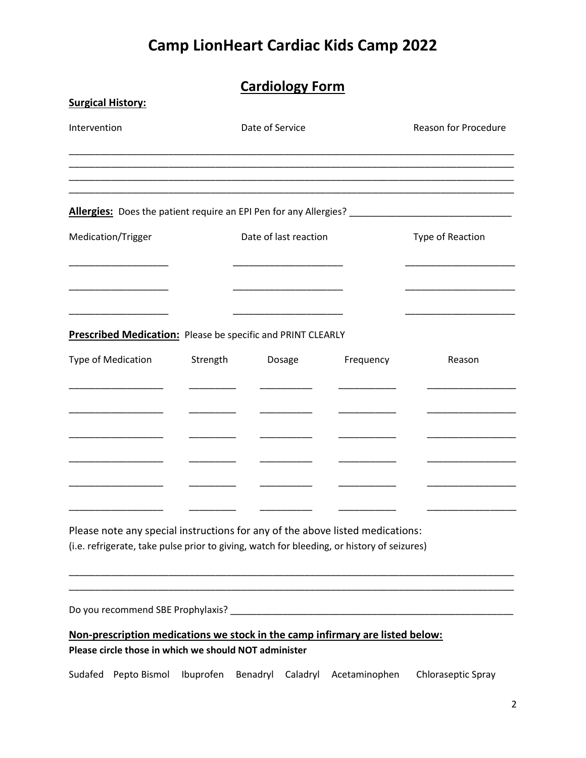# Camp LionHeart Cardiac Kids Camp 2022

## Cardiology Form

**Surgical History:**

| Intervention | Date of Service | Reason for Procedure |
|---|---|---|
| | | |
| | | |
| | | |
| | | |

**Allergies:** Does the patient require an EPI Pen for any Allergies? _______________________________

| Medication/Trigger | Date of last reaction | Type of Reaction |
|---|---|---|
| | | |
| | | |
| | | |

**Prescribed Medication:** Please be specific and PRINT CLEARLY

| Type of Medication | Strength | Dosage | Frequency | Reason |
|---|---|---|---|---|
| | | | | |
| | | | | |
| | | | | |
| | | | | |
| | | | | |
| | | | | |

Please note any special instructions for any of the above listed medications:
(i.e. refrigerate, take pulse prior to giving, watch for bleeding, or history of seizures)

_____________________________________________________________________________________
_____________________________________________________________________________________

Do you recommend SBE Prophylaxis? _______________________________________________________

**Non-prescription medications we stock in the camp infirmary are listed below:**
**Please circle those in which we should NOT administer**

Sudafed   Pepto Bismol   Ibuprofen   Benadryl   Caladryl   Acetaminophen   Chloraseptic Spray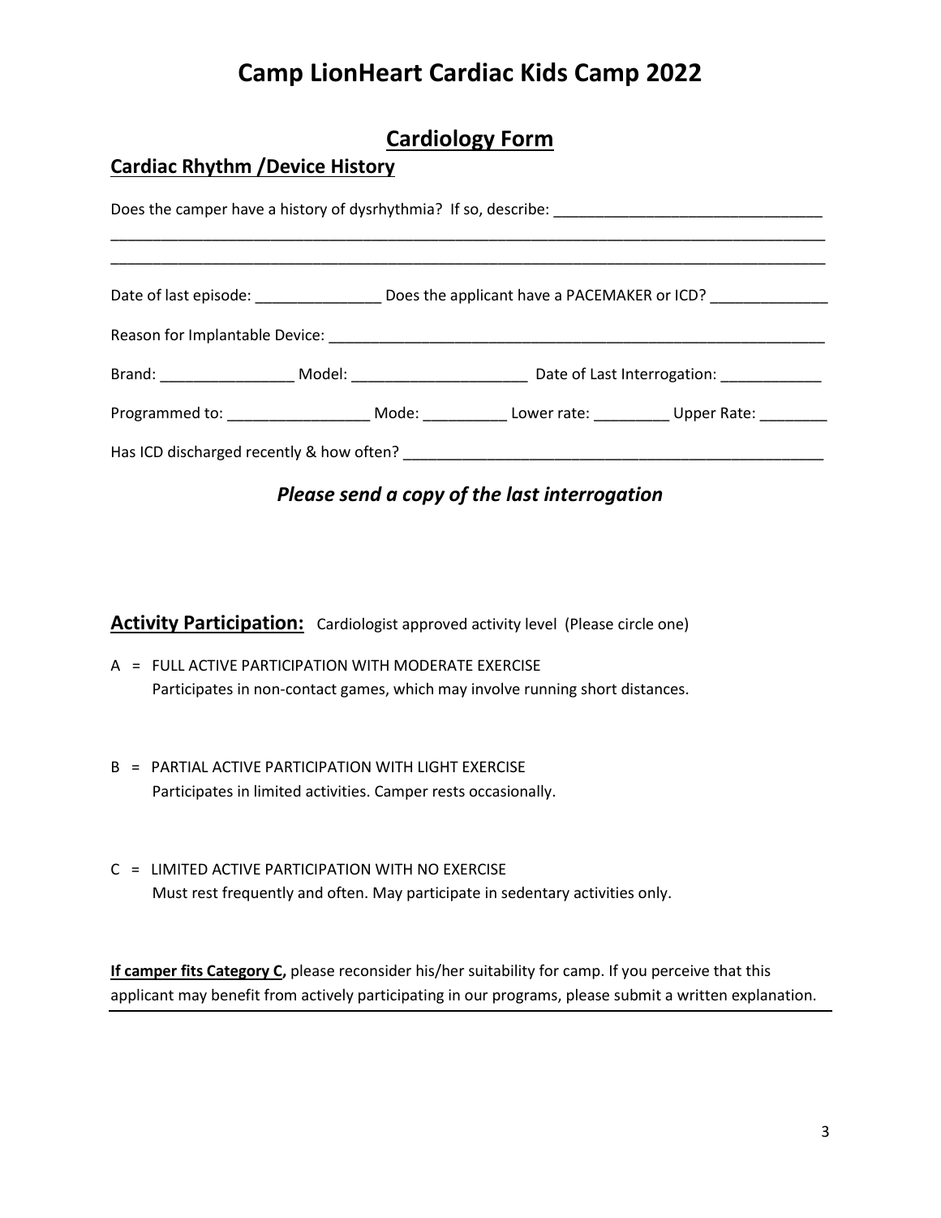# Camp LionHeart Cardiac Kids Camp 2022

## Cardiology Form

### Cardiac Rhythm /Device History

Does the camper have a history of dysrhythmia? If so, describe: ________________________________

_____________________________________________________________________________________

_____________________________________________________________________________________

Date of last episode: _______________ Does the applicant have a PACEMAKER or ICD? ______________

Reason for Implantable Device: ______________________________________________________________

Brand: ________________ Model: _____________________ Date of Last Interrogation: ____________

Programmed to: _________________ Mode: __________ Lower rate: _________ Upper Rate: ________

Has ICD discharged recently & how often? ___________________________________________________

***Please send a copy of the last interrogation***

**Activity Participation:** Cardiologist approved activity level (Please circle one)

A = FULL ACTIVE PARTICIPATION WITH MODERATE EXERCISE
Participates in non-contact games, which may involve running short distances.

B = PARTIAL ACTIVE PARTICIPATION WITH LIGHT EXERCISE
Participates in limited activities. Camper rests occasionally.

C = LIMITED ACTIVE PARTICIPATION WITH NO EXERCISE
Must rest frequently and often. May participate in sedentary activities only.

**If camper fits Category C,** please reconsider his/her suitability for camp. If you perceive that this applicant may benefit from actively participating in our programs, please submit a written explanation.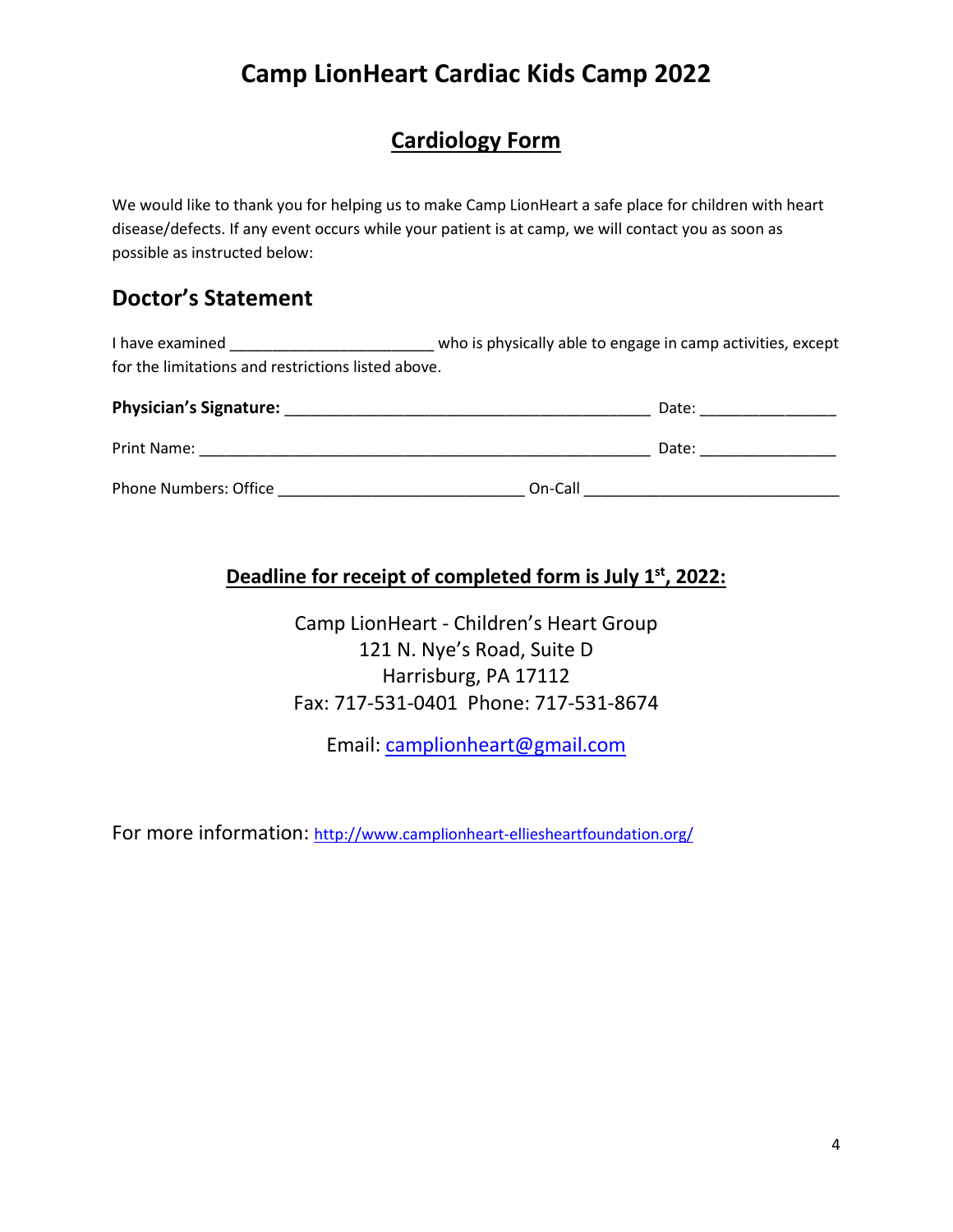# Camp LionHeart Cardiac Kids Camp 2022

## Cardiology Form

We would like to thank you for helping us to make Camp LionHeart a safe place for children with heart disease/defects. If any event occurs while your patient is at camp, we will contact you as soon as possible as instructed below:

## Doctor's Statement

I have examined ________________________ who is physically able to engage in camp activities, except for the limitations and restrictions listed above.

**Physician's Signature:** ____________________________________________ Date: ________________

Print Name: _______________________________________________________ Date: ________________

Phone Numbers: Office ______________________________ On-Call _______________________________

**Deadline for receipt of completed form is July 1st, 2022:**

Camp LionHeart - Children's Heart Group
121 N. Nye's Road, Suite D
Harrisburg, PA 17112
Fax: 717-531-0401 Phone: 717-531-8674

Email: camplionheart@gmail.com

For more information: http://www.camplionheart-elliesheartfoundation.org/